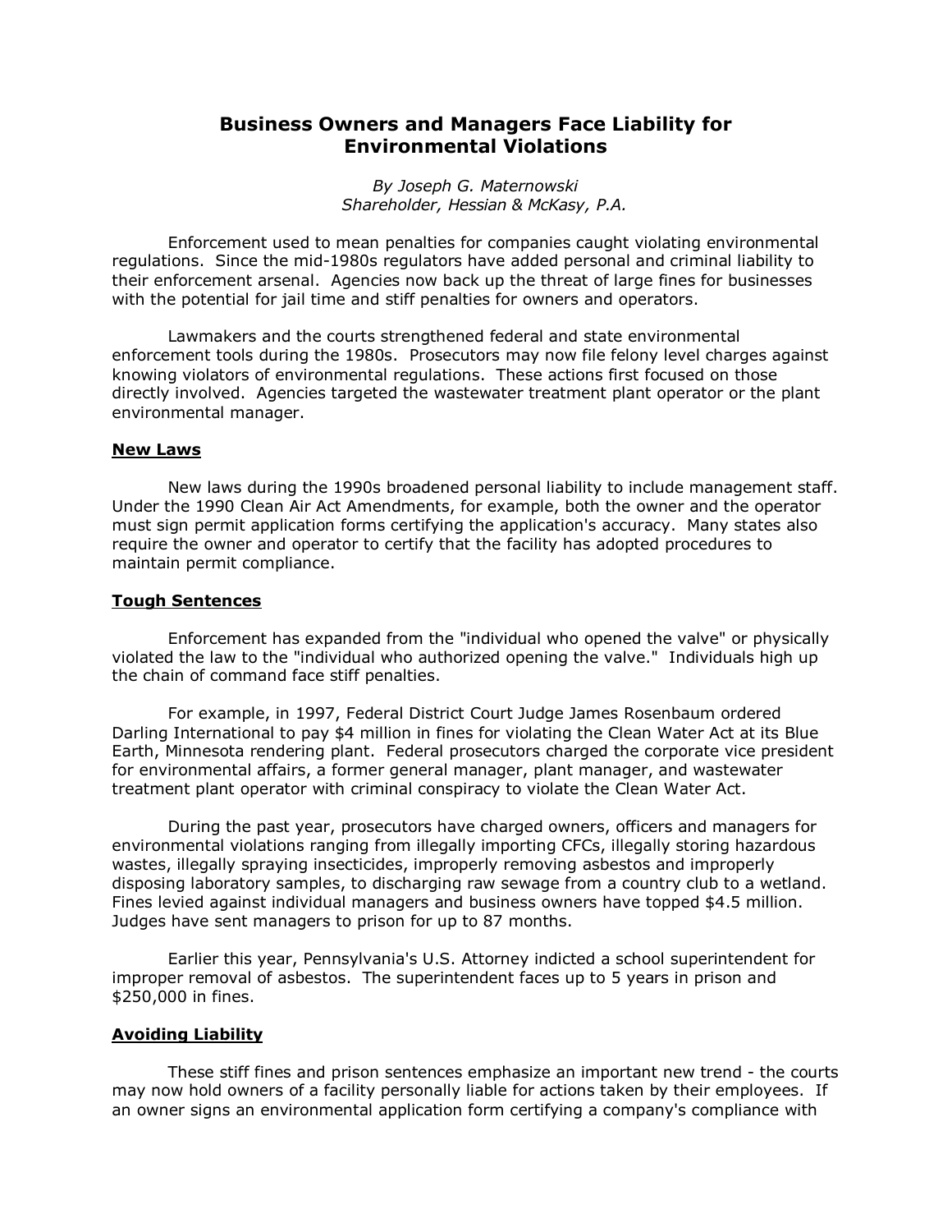# Business Owners and Managers Face Liability for Environmental Violations

*By Joseph G. Maternowski*
*Shareholder, Hessian & McKasy, P.A.*

Enforcement used to mean penalties for companies caught violating environmental regulations. Since the mid-1980s regulators have added personal and criminal liability to their enforcement arsenal. Agencies now back up the threat of large fines for businesses with the potential for jail time and stiff penalties for owners and operators.

Lawmakers and the courts strengthened federal and state environmental enforcement tools during the 1980s. Prosecutors may now file felony level charges against knowing violators of environmental regulations. These actions first focused on those directly involved. Agencies targeted the wastewater treatment plant operator or the plant environmental manager.

## New Laws

New laws during the 1990s broadened personal liability to include management staff. Under the 1990 Clean Air Act Amendments, for example, both the owner and the operator must sign permit application forms certifying the application's accuracy. Many states also require the owner and operator to certify that the facility has adopted procedures to maintain permit compliance.

## Tough Sentences

Enforcement has expanded from the "individual who opened the valve" or physically violated the law to the "individual who authorized opening the valve." Individuals high up the chain of command face stiff penalties.

For example, in 1997, Federal District Court Judge James Rosenbaum ordered Darling International to pay $4 million in fines for violating the Clean Water Act at its Blue Earth, Minnesota rendering plant. Federal prosecutors charged the corporate vice president for environmental affairs, a former general manager, plant manager, and wastewater treatment plant operator with criminal conspiracy to violate the Clean Water Act.

During the past year, prosecutors have charged owners, officers and managers for environmental violations ranging from illegally importing CFCs, illegally storing hazardous wastes, illegally spraying insecticides, improperly removing asbestos and improperly disposing laboratory samples, to discharging raw sewage from a country club to a wetland. Fines levied against individual managers and business owners have topped $4.5 million. Judges have sent managers to prison for up to 87 months.

Earlier this year, Pennsylvania's U.S. Attorney indicted a school superintendent for improper removal of asbestos. The superintendent faces up to 5 years in prison and $250,000 in fines.

## Avoiding Liability

These stiff fines and prison sentences emphasize an important new trend - the courts may now hold owners of a facility personally liable for actions taken by their employees. If an owner signs an environmental application form certifying a company's compliance with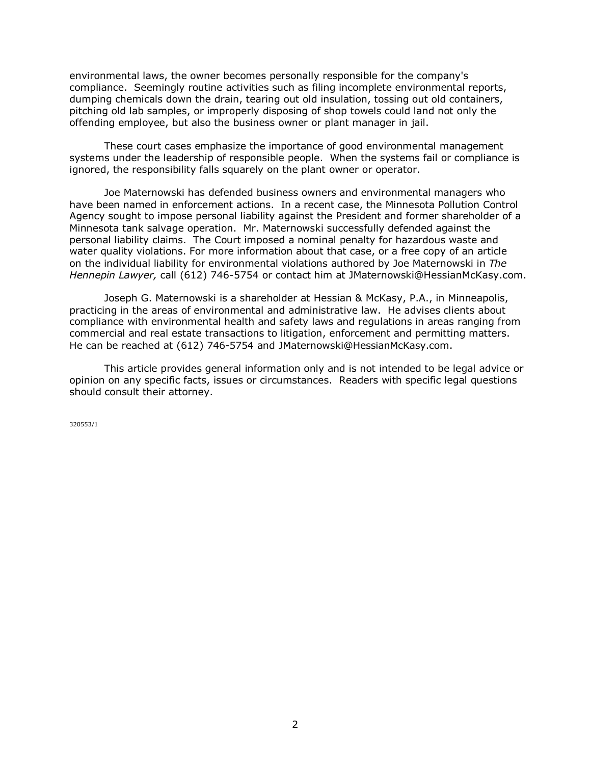environmental laws, the owner becomes personally responsible for the company's compliance. Seemingly routine activities such as filing incomplete environmental reports, dumping chemicals down the drain, tearing out old insulation, tossing out old containers, pitching old lab samples, or improperly disposing of shop towels could land not only the offending employee, but also the business owner or plant manager in jail.

These court cases emphasize the importance of good environmental management systems under the leadership of responsible people. When the systems fail or compliance is ignored, the responsibility falls squarely on the plant owner or operator.

Joe Maternowski has defended business owners and environmental managers who have been named in enforcement actions. In a recent case, the Minnesota Pollution Control Agency sought to impose personal liability against the President and former shareholder of a Minnesota tank salvage operation. Mr. Maternowski successfully defended against the personal liability claims. The Court imposed a nominal penalty for hazardous waste and water quality violations. For more information about that case, or a free copy of an article on the individual liability for environmental violations authored by Joe Maternowski in *The Hennepin Lawyer,* call (612) 746-5754 or contact him at JMaternowski@HessianMcKasy.com.

Joseph G. Maternowski is a shareholder at Hessian & McKasy, P.A., in Minneapolis, practicing in the areas of environmental and administrative law. He advises clients about compliance with environmental health and safety laws and regulations in areas ranging from commercial and real estate transactions to litigation, enforcement and permitting matters. He can be reached at (612) 746-5754 and JMaternowski@HessianMcKasy.com.

This article provides general information only and is not intended to be legal advice or opinion on any specific facts, issues or circumstances. Readers with specific legal questions should consult their attorney.

320553/1